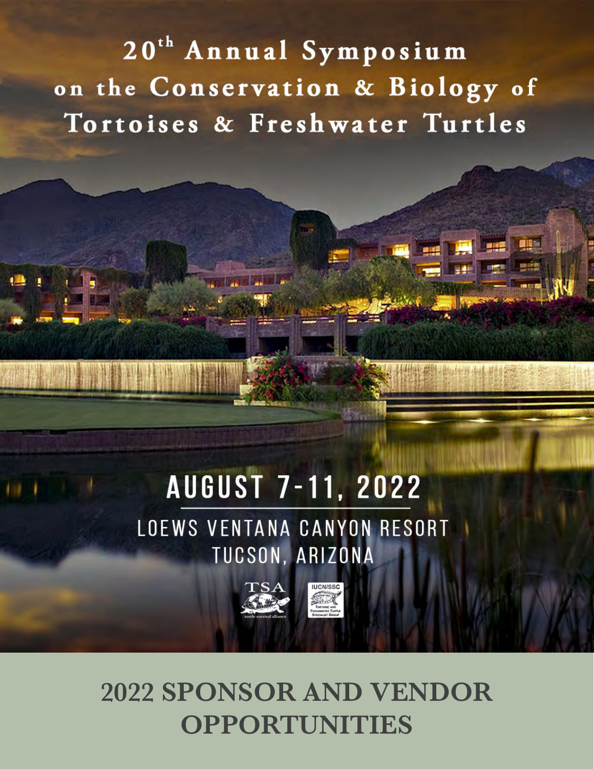# 20th Annual Symposium on the Conservation & Biology of Tortoises & Freshwater Turtles

**AUGUST 7-11, 2022**

LOEWS VENTANA CANYON RESORT
TUCSON, ARIZONA

TSA
turtle survival alliance

IUCN/SSC
Tortoise and Freshwater Turtle Specialist Group

## 2022 SPONSOR AND VENDOR OPPORTUNITIES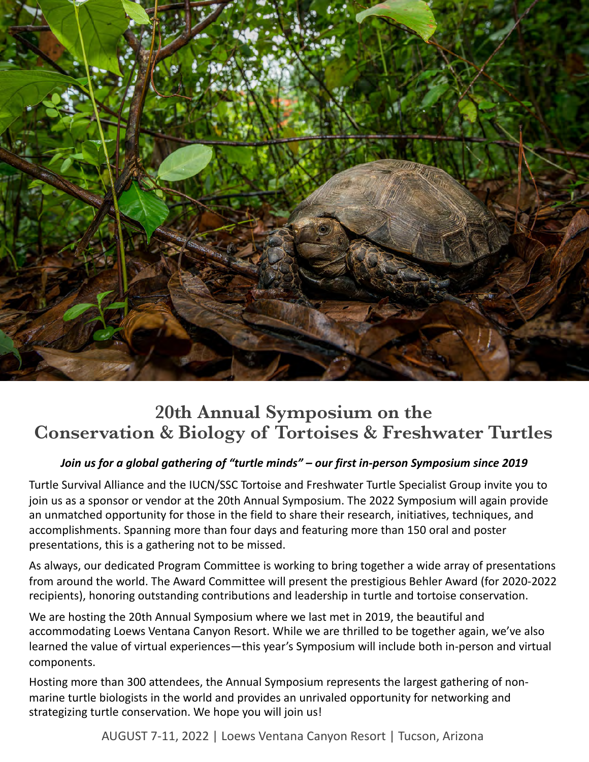# 20th Annual Symposium on the Conservation & Biology of Tortoises & Freshwater Turtles

***Join us for a global gathering of "turtle minds" – our first in-person Symposium since 2019***

Turtle Survival Alliance and the IUCN/SSC Tortoise and Freshwater Turtle Specialist Group invite you to join us as a sponsor or vendor at the 20th Annual Symposium. The 2022 Symposium will again provide an unmatched opportunity for those in the field to share their research, initiatives, techniques, and accomplishments. Spanning more than four days and featuring more than 150 oral and poster presentations, this is a gathering not to be missed.

As always, our dedicated Program Committee is working to bring together a wide array of presentations from around the world. The Award Committee will present the prestigious Behler Award (for 2020-2022 recipients), honoring outstanding contributions and leadership in turtle and tortoise conservation.

We are hosting the 20th Annual Symposium where we last met in 2019, the beautiful and accommodating Loews Ventana Canyon Resort. While we are thrilled to be together again, we've also learned the value of virtual experiences—this year's Symposium will include both in-person and virtual components.

Hosting more than 300 attendees, the Annual Symposium represents the largest gathering of non-marine turtle biologists in the world and provides an unrivaled opportunity for networking and strategizing turtle conservation. We hope you will join us!

AUGUST 7-11, 2022 | Loews Ventana Canyon Resort | Tucson, Arizona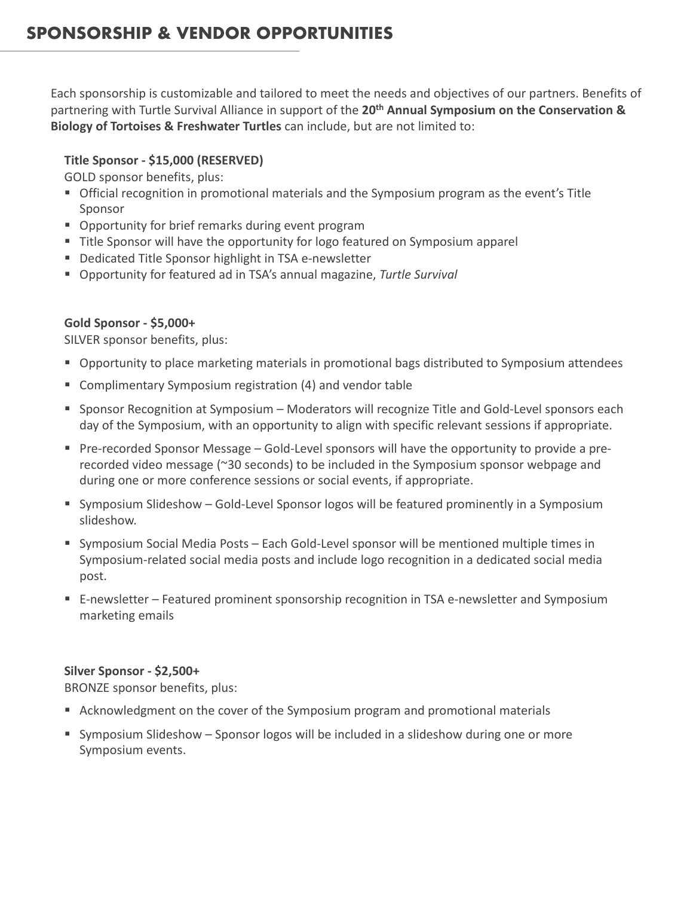# SPONSORSHIP & VENDOR OPPORTUNITIES

Each sponsorship is customizable and tailored to meet the needs and objectives of our partners. Benefits of partnering with Turtle Survival Alliance in support of the **20th Annual Symposium on the Conservation & Biology of Tortoises & Freshwater Turtles** can include, but are not limited to:

**Title Sponsor - $15,000 (RESERVED)**

GOLD sponsor benefits, plus:

- Official recognition in promotional materials and the Symposium program as the event's Title Sponsor
- Opportunity for brief remarks during event program
- Title Sponsor will have the opportunity for logo featured on Symposium apparel
- Dedicated Title Sponsor highlight in TSA e-newsletter
- Opportunity for featured ad in TSA's annual magazine, *Turtle Survival*

**Gold Sponsor - $5,000+**

SILVER sponsor benefits, plus:

- Opportunity to place marketing materials in promotional bags distributed to Symposium attendees
- Complimentary Symposium registration (4) and vendor table
- Sponsor Recognition at Symposium – Moderators will recognize Title and Gold-Level sponsors each day of the Symposium, with an opportunity to align with specific relevant sessions if appropriate.
- Pre-recorded Sponsor Message – Gold-Level sponsors will have the opportunity to provide a pre-recorded video message (~30 seconds) to be included in the Symposium sponsor webpage and during one or more conference sessions or social events, if appropriate.
- Symposium Slideshow – Gold-Level Sponsor logos will be featured prominently in a Symposium slideshow.
- Symposium Social Media Posts – Each Gold-Level sponsor will be mentioned multiple times in Symposium-related social media posts and include logo recognition in a dedicated social media post.
- E-newsletter – Featured prominent sponsorship recognition in TSA e-newsletter and Symposium marketing emails

**Silver Sponsor - $2,500+**

BRONZE sponsor benefits, plus:

- Acknowledgment on the cover of the Symposium program and promotional materials
- Symposium Slideshow – Sponsor logos will be included in a slideshow during one or more Symposium events.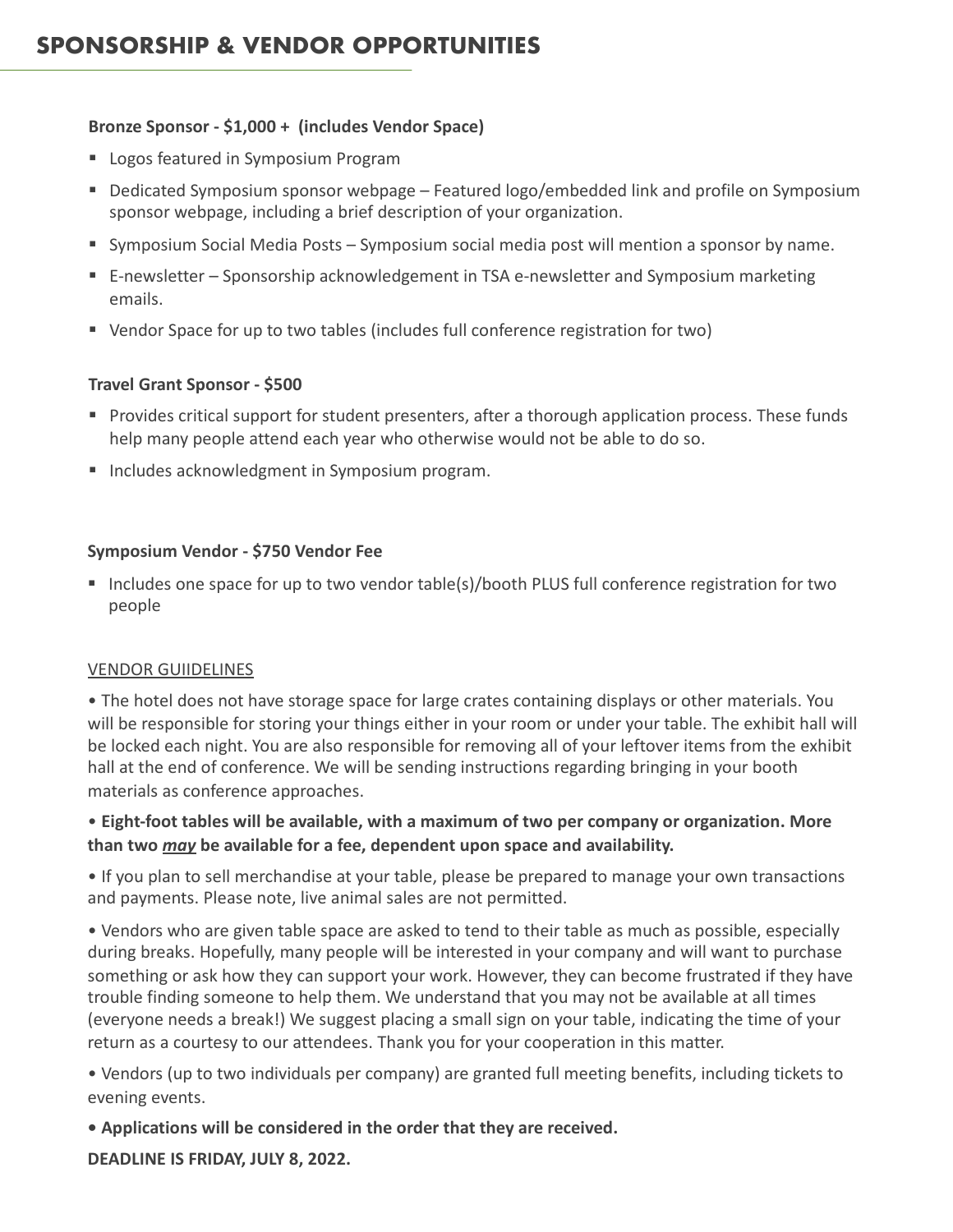# SPONSORSHIP & VENDOR OPPORTUNITIES

**Bronze Sponsor - $1,000 + (includes Vendor Space)**

- Logos featured in Symposium Program
- Dedicated Symposium sponsor webpage – Featured logo/embedded link and profile on Symposium sponsor webpage, including a brief description of your organization.
- Symposium Social Media Posts – Symposium social media post will mention a sponsor by name.
- E-newsletter – Sponsorship acknowledgement in TSA e-newsletter and Symposium marketing emails.
- Vendor Space for up to two tables (includes full conference registration for two)

**Travel Grant Sponsor - $500**

- Provides critical support for student presenters, after a thorough application process. These funds help many people attend each year who otherwise would not be able to do so.
- Includes acknowledgment in Symposium program.

**Symposium Vendor - $750 Vendor Fee**

- Includes one space for up to two vendor table(s)/booth PLUS full conference registration for two people

<u>VENDOR GUIIDELINES</u>

• The hotel does not have storage space for large crates containing displays or other materials. You will be responsible for storing your things either in your room or under your table. The exhibit hall will be locked each night. You are also responsible for removing all of your leftover items from the exhibit hall at the end of conference. We will be sending instructions regarding bringing in your booth materials as conference approaches.

• **Eight-foot tables will be available, with a maximum of two per company or organization. More than two <u>*may*</u> be available for a fee, dependent upon space and availability.**

• If you plan to sell merchandise at your table, please be prepared to manage your own transactions and payments. Please note, live animal sales are not permitted.

• Vendors who are given table space are asked to tend to their table as much as possible, especially during breaks. Hopefully, many people will be interested in your company and will want to purchase something or ask how they can support your work. However, they can become frustrated if they have trouble finding someone to help them. We understand that you may not be available at all times (everyone needs a break!) We suggest placing a small sign on your table, indicating the time of your return as a courtesy to our attendees. Thank you for your cooperation in this matter.

• Vendors (up to two individuals per company) are granted full meeting benefits, including tickets to evening events.

**• Applications will be considered in the order that they are received.**

**DEADLINE IS FRIDAY, JULY 8, 2022.**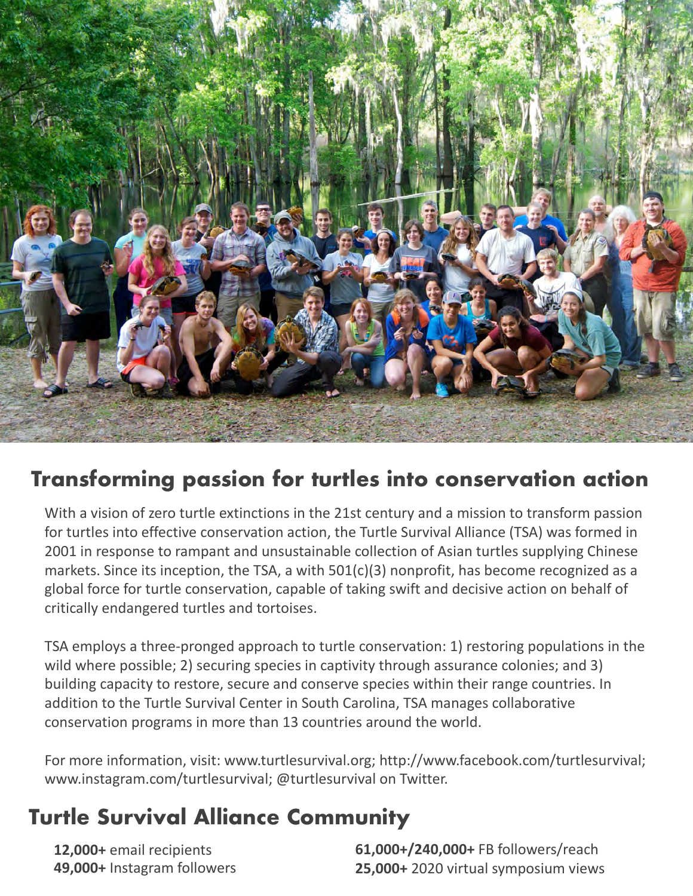## Transforming passion for turtles into conservation action

With a vision of zero turtle extinctions in the 21st century and a mission to transform passion for turtles into effective conservation action, the Turtle Survival Alliance (TSA) was formed in 2001 in response to rampant and unsustainable collection of Asian turtles supplying Chinese markets. Since its inception, the TSA, a with 501(c)(3) nonprofit, has become recognized as a global force for turtle conservation, capable of taking swift and decisive action on behalf of critically endangered turtles and tortoises.

TSA employs a three-pronged approach to turtle conservation: 1) restoring populations in the wild where possible; 2) securing species in captivity through assurance colonies; and 3) building capacity to restore, secure and conserve species within their range countries. In addition to the Turtle Survival Center in South Carolina, TSA manages collaborative conservation programs in more than 13 countries around the world.

For more information, visit: www.turtlesurvival.org; http://www.facebook.com/turtlesurvival; www.instagram.com/turtlesurvival; @turtlesurvival on Twitter.

## Turtle Survival Alliance Community

**12,000+** email recipients
**49,000+** Instagram followers
**61,000+/240,000+** FB followers/reach
**25,000+** 2020 virtual symposium views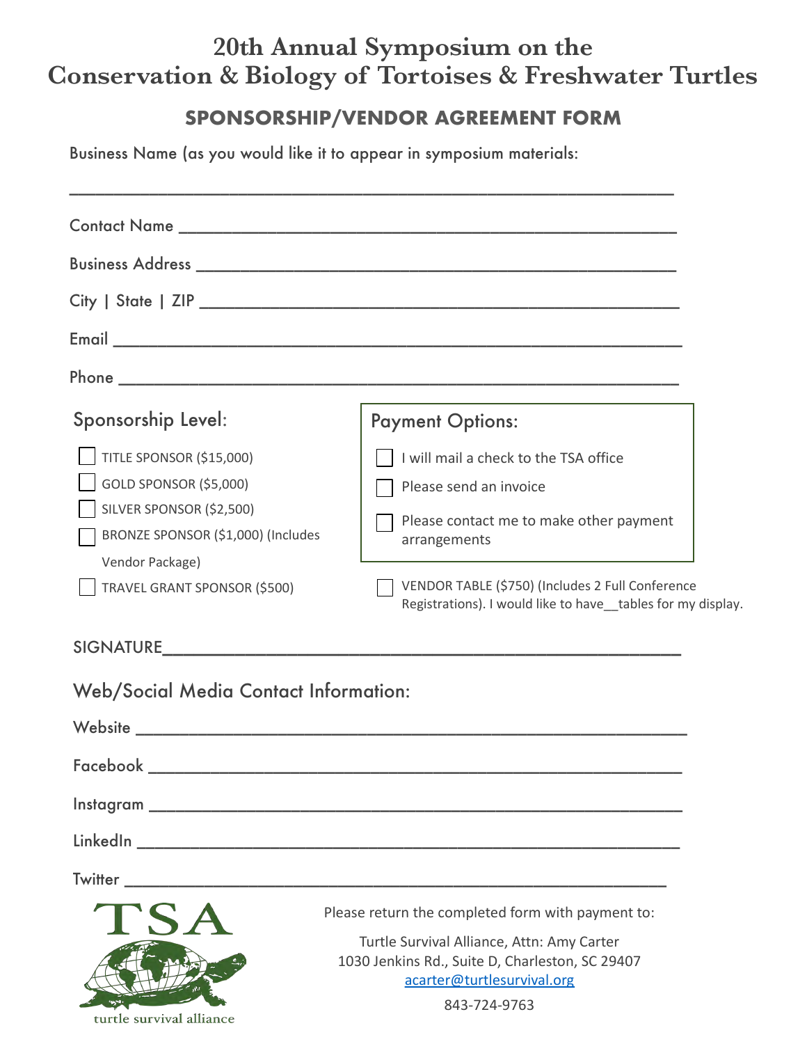# 20th Annual Symposium on the Conservation & Biology of Tortoises & Freshwater Turtles

## SPONSORSHIP/VENDOR AGREEMENT FORM

Business Name (as you would like it to appear in symposium materials:

______________________________________________________________

Contact Name ______________________________________________

Business Address ___________________________________________

City | State | ZIP ___________________________________________

Email ____________________________________________________

Phone ____________________________________________________

### Sponsorship Level:

- ☐ TITLE SPONSOR ($15,000)
- ☐ GOLD SPONSOR ($5,000)
- ☐ SILVER SPONSOR ($2,500)
- ☐ BRONZE SPONSOR ($1,000) (Includes Vendor Package)
- ☐ TRAVEL GRANT SPONSOR ($500)

### Payment Options:

- ☐ I will mail a check to the TSA office
- ☐ Please send an invoice
- ☐ Please contact me to make other payment arrangements

☐ VENDOR TABLE ($750) (Includes 2 Full Conference Registrations). I would like to have__tables for my display.

SIGNATURE___________________________________________________

### Web/Social Media Contact Information:

Website ___________________________________________________

Facebook __________________________________________________

Instagram _________________________________________________

LinkedIn __________________________________________________

Twitter ___________________________________________________

TSA

turtle survival alliance

Please return the completed form with payment to:

Turtle Survival Alliance, Attn: Amy Carter
1030 Jenkins Rd., Suite D, Charleston, SC 29407
acarter@turtlesurvival.org

843-724-9763